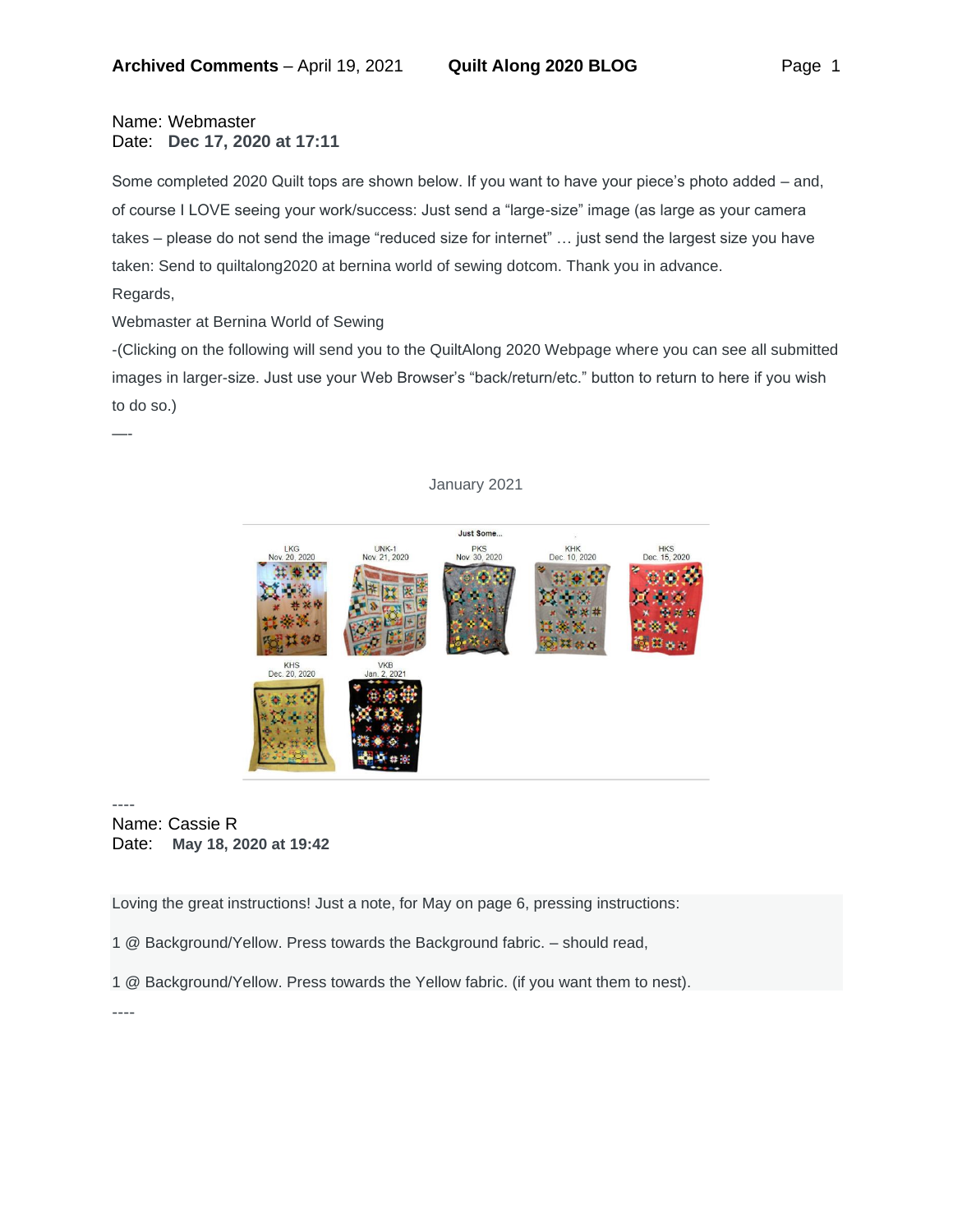Name: Webmaster
Date: **Dec 17, 2020 at 17:11**

Some completed 2020 Quilt tops are shown below. If you want to have your piece's photo added – and, of course I LOVE seeing your work/success: Just send a "large-size" image (as large as your camera takes – please do not send the image "reduced size for internet" … just send the largest size you have taken: Send to quiltalong2020 at bernina world of sewing dotcom. Thank you in advance.

Regards,

Webmaster at Bernina World of Sewing

-(Clicking on the following will send you to the QuiltAlong 2020 Webpage where you can see all submitted images in larger-size. Just use your Web Browser's "back/return/etc." button to return to here if you wish to do so.)

—-

January 2021

Just Some...

LKG Nov. 20, 2020 | UNK-1 Nov. 21, 2020 | PKS Nov. 30, 2020 | KHK Dec. 10, 2020 | HKS Dec. 15, 2020 | KHS Dec. 20, 2020 | VKB Jan. 2, 2021

----

Name: Cassie R
Date: **May 18, 2020 at 19:42**

Loving the great instructions! Just a note, for May on page 6, pressing instructions:

1 @ Background/Yellow. Press towards the Background fabric. – should read,

1 @ Background/Yellow. Press towards the Yellow fabric. (if you want them to nest).

----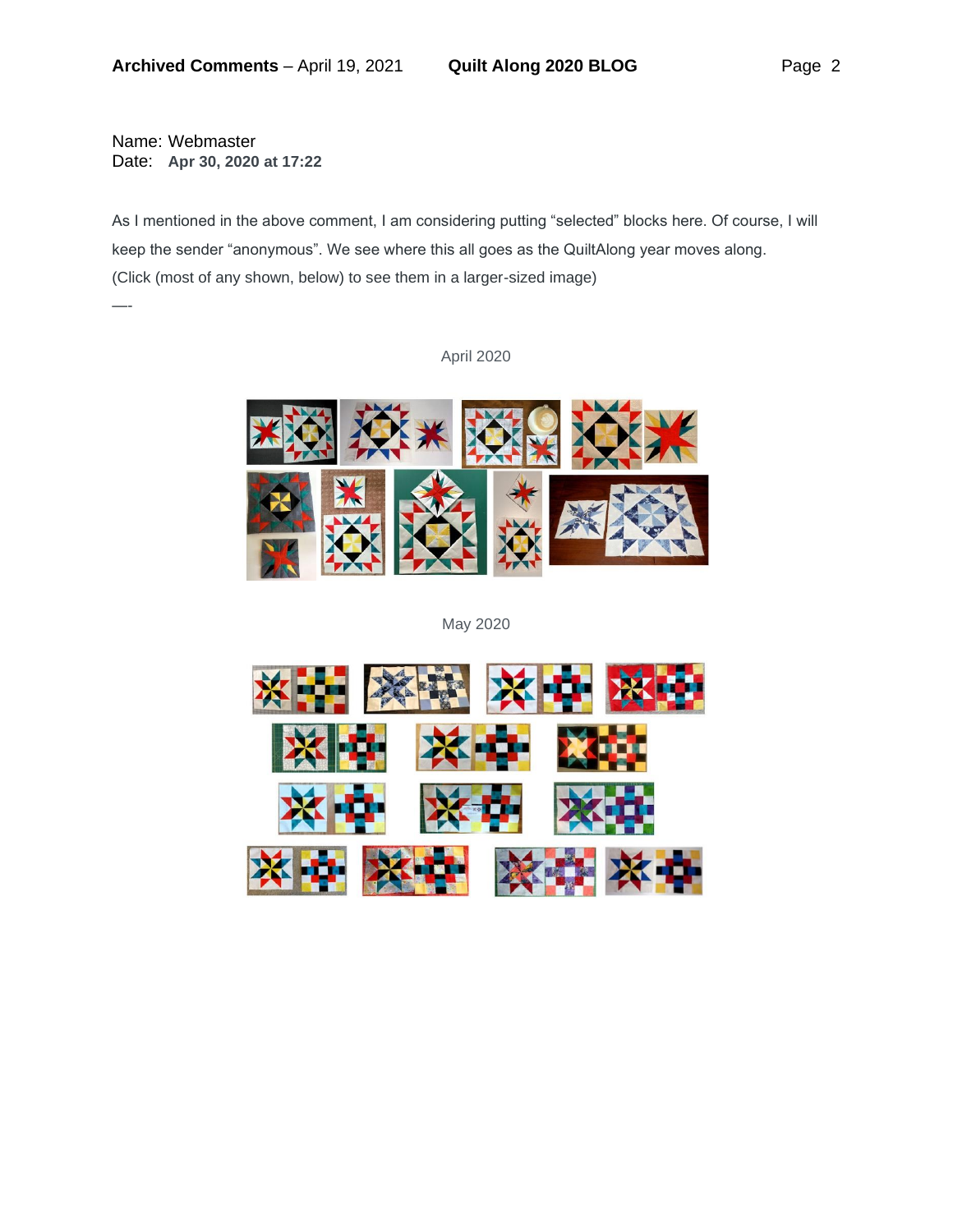Name: Webmaster
Date: **Apr 30, 2020 at 17:22**

As I mentioned in the above comment, I am considering putting “selected” blocks here. Of course, I will keep the sender “anonymous”. We see where this all goes as the QuiltAlong year moves along.
(Click (most of any shown, below) to see them in a larger-sized image)

—-

April 2020

May 2020